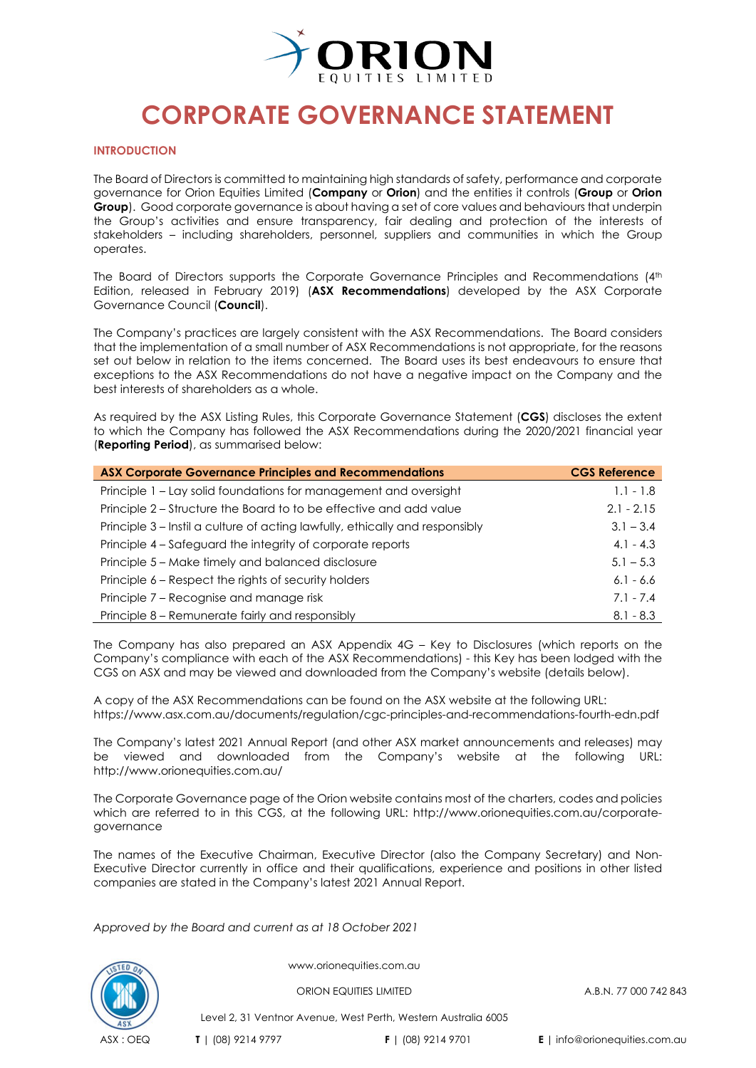# CORPORATE GOVERNANCE STATEMENT

## INTRODUCTION

The Board of Directors is committed to maintaining high standards of safety, performance and corporate governance for Orion Equities Limited (**Company** or **Orion**) and the entities it controls (**Group** or **Orion Group**). Good corporate governance is about having a set of core values and behaviours that underpin the Group's activities and ensure transparency, fair dealing and protection of the interests of stakeholders – including shareholders, personnel, suppliers and communities in which the Group operates.

The Board of Directors supports the Corporate Governance Principles and Recommendations (4th Edition, released in February 2019) (**ASX Recommendations**) developed by the ASX Corporate Governance Council (**Council**).

The Company's practices are largely consistent with the ASX Recommendations. The Board considers that the implementation of a small number of ASX Recommendations is not appropriate, for the reasons set out below in relation to the items concerned. The Board uses its best endeavours to ensure that exceptions to the ASX Recommendations do not have a negative impact on the Company and the best interests of shareholders as a whole.

As required by the ASX Listing Rules, this Corporate Governance Statement (**CGS**) discloses the extent to which the Company has followed the ASX Recommendations during the 2020/2021 financial year (**Reporting Period**), as summarised below:

| ASX Corporate Governance Principles and Recommendations | CGS Reference |
| --- | --- |
| Principle 1 – Lay solid foundations for management and oversight | 1.1 - 1.8 |
| Principle 2 – Structure the Board to to be effective and add value | 2.1 - 2.15 |
| Principle 3 – Instil a culture of acting lawfully, ethically and responsibly | 3.1 – 3.4 |
| Principle 4 – Safeguard the integrity of corporate reports | 4.1 - 4.3 |
| Principle 5 – Make timely and balanced disclosure | 5.1 – 5.3 |
| Principle 6 – Respect the rights of security holders | 6.1 - 6.6 |
| Principle 7 – Recognise and manage risk | 7.1 - 7.4 |
| Principle 8 – Remunerate fairly and responsibly | 8.1 - 8.3 |

The Company has also prepared an ASX Appendix 4G – Key to Disclosures (which reports on the Company's compliance with each of the ASX Recommendations) - this Key has been lodged with the CGS on ASX and may be viewed and downloaded from the Company's website (details below).

A copy of the ASX Recommendations can be found on the ASX website at the following URL: https://www.asx.com.au/documents/regulation/cgc-principles-and-recommendations-fourth-edn.pdf

The Company's latest 2021 Annual Report (and other ASX market announcements and releases) may be viewed and downloaded from the Company's website at the following URL: http://www.orionequities.com.au/

The Corporate Governance page of the Orion website contains most of the charters, codes and policies which are referred to in this CGS, at the following URL: http://www.orionequities.com.au/corporate-governance

The names of the Executive Chairman, Executive Director (also the Company Secretary) and Non-Executive Director currently in office and their qualifications, experience and positions in other listed companies are stated in the Company's latest 2021 Annual Report.

*Approved by the Board and current as at 18 October 2021*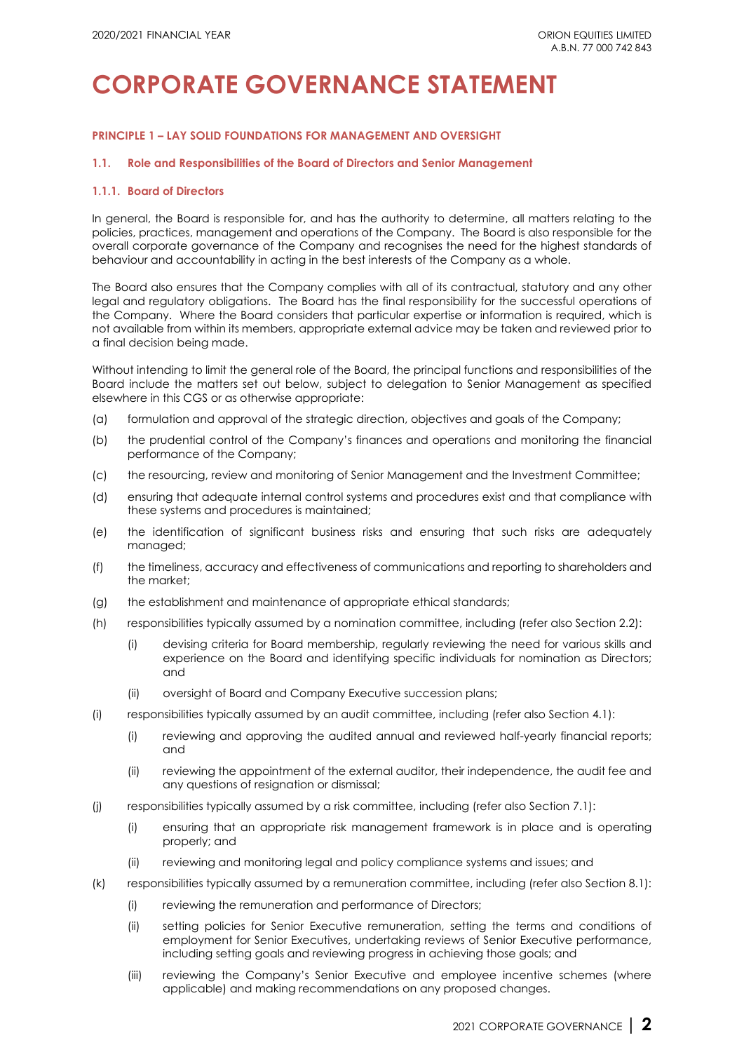# CORPORATE GOVERNANCE STATEMENT

## PRINCIPLE 1 – LAY SOLID FOUNDATIONS FOR MANAGEMENT AND OVERSIGHT

### 1.1. Role and Responsibilities of the Board of Directors and Senior Management

#### 1.1.1. Board of Directors

In general, the Board is responsible for, and has the authority to determine, all matters relating to the policies, practices, management and operations of the Company. The Board is also responsible for the overall corporate governance of the Company and recognises the need for the highest standards of behaviour and accountability in acting in the best interests of the Company as a whole.

The Board also ensures that the Company complies with all of its contractual, statutory and any other legal and regulatory obligations. The Board has the final responsibility for the successful operations of the Company. Where the Board considers that particular expertise or information is required, which is not available from within its members, appropriate external advice may be taken and reviewed prior to a final decision being made.

Without intending to limit the general role of the Board, the principal functions and responsibilities of the Board include the matters set out below, subject to delegation to Senior Management as specified elsewhere in this CGS or as otherwise appropriate:

(a) formulation and approval of the strategic direction, objectives and goals of the Company;

(b) the prudential control of the Company's finances and operations and monitoring the financial performance of the Company;

(c) the resourcing, review and monitoring of Senior Management and the Investment Committee;

(d) ensuring that adequate internal control systems and procedures exist and that compliance with these systems and procedures is maintained;

(e) the identification of significant business risks and ensuring that such risks are adequately managed;

(f) the timeliness, accuracy and effectiveness of communications and reporting to shareholders and the market;

(g) the establishment and maintenance of appropriate ethical standards;

(h) responsibilities typically assumed by a nomination committee, including (refer also Section 2.2):

  (i) devising criteria for Board membership, regularly reviewing the need for various skills and experience on the Board and identifying specific individuals for nomination as Directors; and

  (ii) oversight of Board and Company Executive succession plans;

(i) responsibilities typically assumed by an audit committee, including (refer also Section 4.1):

  (i) reviewing and approving the audited annual and reviewed half-yearly financial reports; and

  (ii) reviewing the appointment of the external auditor, their independence, the audit fee and any questions of resignation or dismissal;

(j) responsibilities typically assumed by a risk committee, including (refer also Section 7.1):

  (i) ensuring that an appropriate risk management framework is in place and is operating properly; and

  (ii) reviewing and monitoring legal and policy compliance systems and issues; and

(k) responsibilities typically assumed by a remuneration committee, including (refer also Section 8.1):

  (i) reviewing the remuneration and performance of Directors;

  (ii) setting policies for Senior Executive remuneration, setting the terms and conditions of employment for Senior Executives, undertaking reviews of Senior Executive performance, including setting goals and reviewing progress in achieving those goals; and

  (iii) reviewing the Company's Senior Executive and employee incentive schemes (where applicable) and making recommendations on any proposed changes.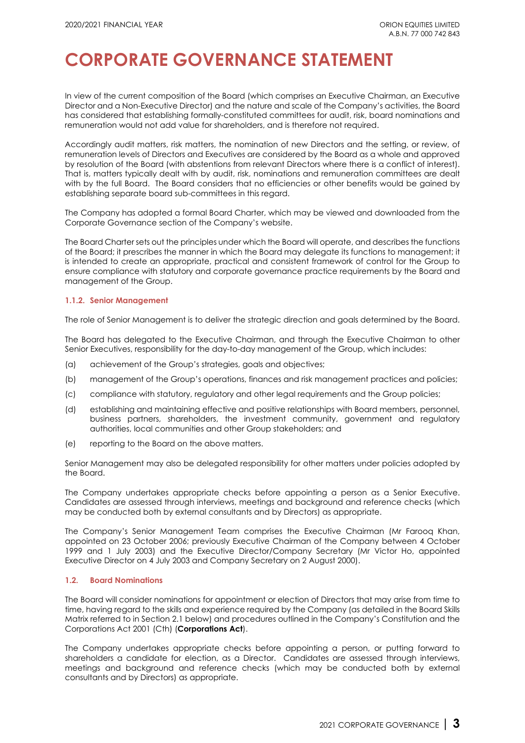# CORPORATE GOVERNANCE STATEMENT

In view of the current composition of the Board (which comprises an Executive Chairman, an Executive Director and a Non-Executive Director) and the nature and scale of the Company's activities, the Board has considered that establishing formally-constituted committees for audit, risk, board nominations and remuneration would not add value for shareholders, and is therefore not required.

Accordingly audit matters, risk matters, the nomination of new Directors and the setting, or review, of remuneration levels of Directors and Executives are considered by the Board as a whole and approved by resolution of the Board (with abstentions from relevant Directors where there is a conflict of interest). That is, matters typically dealt with by audit, risk, nominations and remuneration committees are dealt with by the full Board. The Board considers that no efficiencies or other benefits would be gained by establishing separate board sub-committees in this regard.

The Company has adopted a formal Board Charter, which may be viewed and downloaded from the Corporate Governance section of the Company's website.

The Board Charter sets out the principles under which the Board will operate, and describes the functions of the Board; it prescribes the manner in which the Board may delegate its functions to management; it is intended to create an appropriate, practical and consistent framework of control for the Group to ensure compliance with statutory and corporate governance practice requirements by the Board and management of the Group.

### 1.1.2. Senior Management

The role of Senior Management is to deliver the strategic direction and goals determined by the Board.

The Board has delegated to the Executive Chairman, and through the Executive Chairman to other Senior Executives, responsibility for the day-to-day management of the Group, which includes:

(a) achievement of the Group's strategies, goals and objectives;

(b) management of the Group's operations, finances and risk management practices and policies;

(c) compliance with statutory, regulatory and other legal requirements and the Group policies;

(d) establishing and maintaining effective and positive relationships with Board members, personnel, business partners, shareholders, the investment community, government and regulatory authorities, local communities and other Group stakeholders; and

(e) reporting to the Board on the above matters.

Senior Management may also be delegated responsibility for other matters under policies adopted by the Board.

The Company undertakes appropriate checks before appointing a person as a Senior Executive. Candidates are assessed through interviews, meetings and background and reference checks (which may be conducted both by external consultants and by Directors) as appropriate.

The Company's Senior Management Team comprises the Executive Chairman (Mr Farooq Khan, appointed on 23 October 2006; previously Executive Chairman of the Company between 4 October 1999 and 1 July 2003) and the Executive Director/Company Secretary (Mr Victor Ho, appointed Executive Director on 4 July 2003 and Company Secretary on 2 August 2000).

## 1.2. Board Nominations

The Board will consider nominations for appointment or election of Directors that may arise from time to time, having regard to the skills and experience required by the Company (as detailed in the Board Skills Matrix referred to in Section 2.1 below) and procedures outlined in the Company's Constitution and the Corporations Act 2001 (Cth) (**Corporations Act**).

The Company undertakes appropriate checks before appointing a person, or putting forward to shareholders a candidate for election, as a Director. Candidates are assessed through interviews, meetings and background and reference checks (which may be conducted both by external consultants and by Directors) as appropriate.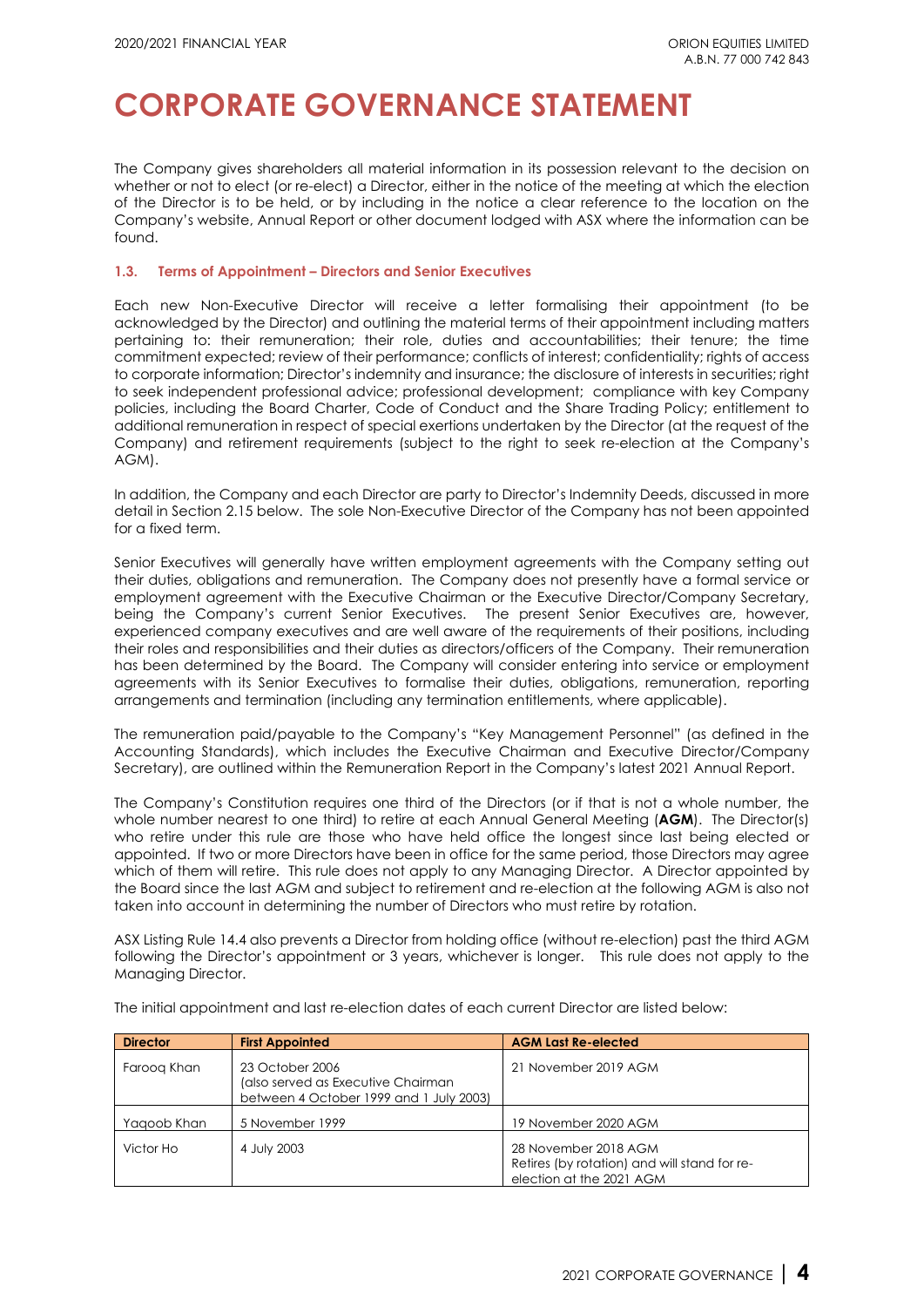# CORPORATE GOVERNANCE STATEMENT

The Company gives shareholders all material information in its possession relevant to the decision on whether or not to elect (or re-elect) a Director, either in the notice of the meeting at which the election of the Director is to be held, or by including in the notice a clear reference to the location on the Company's website, Annual Report or other document lodged with ASX where the information can be found.

### 1.3. Terms of Appointment – Directors and Senior Executives

Each new Non-Executive Director will receive a letter formalising their appointment (to be acknowledged by the Director) and outlining the material terms of their appointment including matters pertaining to: their remuneration; their role, duties and accountabilities; their tenure; the time commitment expected; review of their performance; conflicts of interest; confidentiality; rights of access to corporate information; Director's indemnity and insurance; the disclosure of interests in securities; right to seek independent professional advice; professional development; compliance with key Company policies, including the Board Charter, Code of Conduct and the Share Trading Policy; entitlement to additional remuneration in respect of special exertions undertaken by the Director (at the request of the Company) and retirement requirements (subject to the right to seek re-election at the Company's AGM).

In addition, the Company and each Director are party to Director's Indemnity Deeds, discussed in more detail in Section 2.15 below. The sole Non-Executive Director of the Company has not been appointed for a fixed term.

Senior Executives will generally have written employment agreements with the Company setting out their duties, obligations and remuneration. The Company does not presently have a formal service or employment agreement with the Executive Chairman or the Executive Director/Company Secretary, being the Company's current Senior Executives. The present Senior Executives are, however, experienced company executives and are well aware of the requirements of their positions, including their roles and responsibilities and their duties as directors/officers of the Company. Their remuneration has been determined by the Board. The Company will consider entering into service or employment agreements with its Senior Executives to formalise their duties, obligations, remuneration, reporting arrangements and termination (including any termination entitlements, where applicable).

The remuneration paid/payable to the Company's "Key Management Personnel" (as defined in the Accounting Standards), which includes the Executive Chairman and Executive Director/Company Secretary), are outlined within the Remuneration Report in the Company's latest 2021 Annual Report.

The Company's Constitution requires one third of the Directors (or if that is not a whole number, the whole number nearest to one third) to retire at each Annual General Meeting (**AGM**). The Director(s) who retire under this rule are those who have held office the longest since last being elected or appointed. If two or more Directors have been in office for the same period, those Directors may agree which of them will retire. This rule does not apply to any Managing Director. A Director appointed by the Board since the last AGM and subject to retirement and re-election at the following AGM is also not taken into account in determining the number of Directors who must retire by rotation.

ASX Listing Rule 14.4 also prevents a Director from holding office (without re-election) past the third AGM following the Director's appointment or 3 years, whichever is longer. This rule does not apply to the Managing Director.

The initial appointment and last re-election dates of each current Director are listed below:

| Director | First Appointed | AGM Last Re-elected |
|---|---|---|
| Farooq Khan | 23 October 2006 (also served as Executive Chairman between 4 October 1999 and 1 July 2003) | 21 November 2019 AGM |
| Yaqoob Khan | 5 November 1999 | 19 November 2020 AGM |
| Victor Ho | 4 July 2003 | 28 November 2018 AGM Retires (by rotation) and will stand for re-election at the 2021 AGM |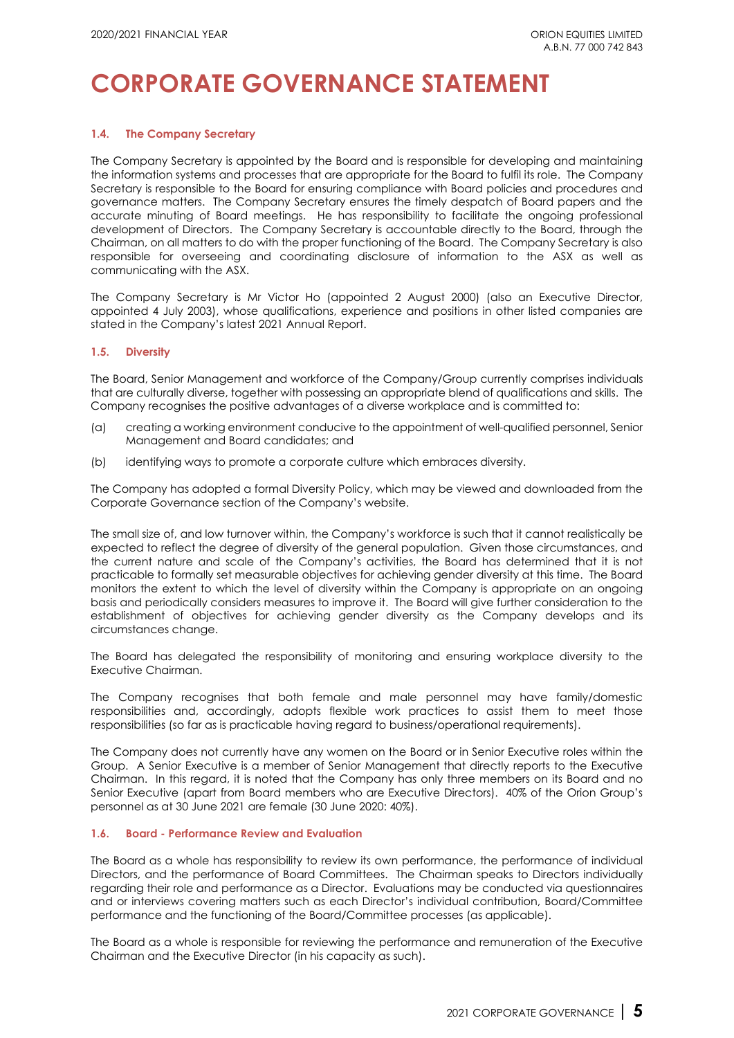# CORPORATE GOVERNANCE STATEMENT

### 1.4. The Company Secretary

The Company Secretary is appointed by the Board and is responsible for developing and maintaining the information systems and processes that are appropriate for the Board to fulfil its role. The Company Secretary is responsible to the Board for ensuring compliance with Board policies and procedures and governance matters. The Company Secretary ensures the timely despatch of Board papers and the accurate minuting of Board meetings. He has responsibility to facilitate the ongoing professional development of Directors. The Company Secretary is accountable directly to the Board, through the Chairman, on all matters to do with the proper functioning of the Board. The Company Secretary is also responsible for overseeing and coordinating disclosure of information to the ASX as well as communicating with the ASX.

The Company Secretary is Mr Victor Ho (appointed 2 August 2000) (also an Executive Director, appointed 4 July 2003), whose qualifications, experience and positions in other listed companies are stated in the Company's latest 2021 Annual Report.

### 1.5. Diversity

The Board, Senior Management and workforce of the Company/Group currently comprises individuals that are culturally diverse, together with possessing an appropriate blend of qualifications and skills. The Company recognises the positive advantages of a diverse workplace and is committed to:

(a) creating a working environment conducive to the appointment of well-qualified personnel, Senior Management and Board candidates; and

(b) identifying ways to promote a corporate culture which embraces diversity.

The Company has adopted a formal Diversity Policy, which may be viewed and downloaded from the Corporate Governance section of the Company's website.

The small size of, and low turnover within, the Company's workforce is such that it cannot realistically be expected to reflect the degree of diversity of the general population. Given those circumstances, and the current nature and scale of the Company's activities, the Board has determined that it is not practicable to formally set measurable objectives for achieving gender diversity at this time. The Board monitors the extent to which the level of diversity within the Company is appropriate on an ongoing basis and periodically considers measures to improve it. The Board will give further consideration to the establishment of objectives for achieving gender diversity as the Company develops and its circumstances change.

The Board has delegated the responsibility of monitoring and ensuring workplace diversity to the Executive Chairman.

The Company recognises that both female and male personnel may have family/domestic responsibilities and, accordingly, adopts flexible work practices to assist them to meet those responsibilities (so far as is practicable having regard to business/operational requirements).

The Company does not currently have any women on the Board or in Senior Executive roles within the Group. A Senior Executive is a member of Senior Management that directly reports to the Executive Chairman. In this regard, it is noted that the Company has only three members on its Board and no Senior Executive (apart from Board members who are Executive Directors). 40% of the Orion Group's personnel as at 30 June 2021 are female (30 June 2020: 40%).

### 1.6. Board - Performance Review and Evaluation

The Board as a whole has responsibility to review its own performance, the performance of individual Directors, and the performance of Board Committees. The Chairman speaks to Directors individually regarding their role and performance as a Director. Evaluations may be conducted via questionnaires and or interviews covering matters such as each Director's individual contribution, Board/Committee performance and the functioning of the Board/Committee processes (as applicable).

The Board as a whole is responsible for reviewing the performance and remuneration of the Executive Chairman and the Executive Director (in his capacity as such).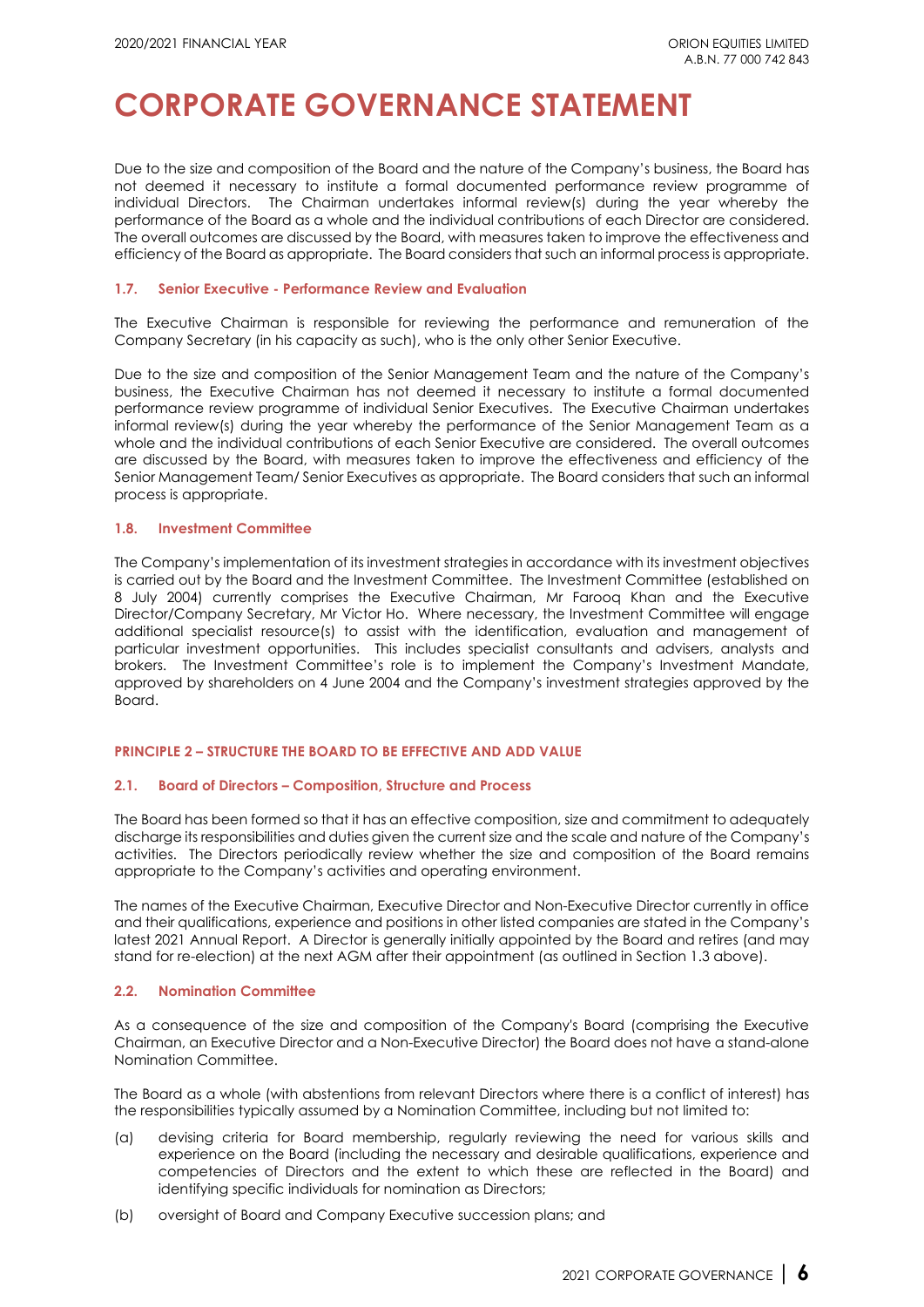Due to the size and composition of the Board and the nature of the Company's business, the Board has not deemed it necessary to institute a formal documented performance review programme of individual Directors. The Chairman undertakes informal review(s) during the year whereby the performance of the Board as a whole and the individual contributions of each Director are considered. The overall outcomes are discussed by the Board, with measures taken to improve the effectiveness and efficiency of the Board as appropriate. The Board considers that such an informal process is appropriate.

### 1.7. Senior Executive - Performance Review and Evaluation

The Executive Chairman is responsible for reviewing the performance and remuneration of the Company Secretary (in his capacity as such), who is the only other Senior Executive.

Due to the size and composition of the Senior Management Team and the nature of the Company's business, the Executive Chairman has not deemed it necessary to institute a formal documented performance review programme of individual Senior Executives. The Executive Chairman undertakes informal review(s) during the year whereby the performance of the Senior Management Team as a whole and the individual contributions of each Senior Executive are considered. The overall outcomes are discussed by the Board, with measures taken to improve the effectiveness and efficiency of the Senior Management Team/ Senior Executives as appropriate. The Board considers that such an informal process is appropriate.

### 1.8. Investment Committee

The Company's implementation of its investment strategies in accordance with its investment objectives is carried out by the Board and the Investment Committee. The Investment Committee (established on 8 July 2004) currently comprises the Executive Chairman, Mr Farooq Khan and the Executive Director/Company Secretary, Mr Victor Ho. Where necessary, the Investment Committee will engage additional specialist resource(s) to assist with the identification, evaluation and management of particular investment opportunities. This includes specialist consultants and advisers, analysts and brokers. The Investment Committee's role is to implement the Company's Investment Mandate, approved by shareholders on 4 June 2004 and the Company's investment strategies approved by the Board.

## PRINCIPLE 2 – STRUCTURE THE BOARD TO BE EFFECTIVE AND ADD VALUE

### 2.1. Board of Directors – Composition, Structure and Process

The Board has been formed so that it has an effective composition, size and commitment to adequately discharge its responsibilities and duties given the current size and the scale and nature of the Company's activities. The Directors periodically review whether the size and composition of the Board remains appropriate to the Company's activities and operating environment.

The names of the Executive Chairman, Executive Director and Non-Executive Director currently in office and their qualifications, experience and positions in other listed companies are stated in the Company's latest 2021 Annual Report. A Director is generally initially appointed by the Board and retires (and may stand for re-election) at the next AGM after their appointment (as outlined in Section 1.3 above).

### 2.2. Nomination Committee

As a consequence of the size and composition of the Company's Board (comprising the Executive Chairman, an Executive Director and a Non-Executive Director) the Board does not have a stand-alone Nomination Committee.

The Board as a whole (with abstentions from relevant Directors where there is a conflict of interest) has the responsibilities typically assumed by a Nomination Committee, including but not limited to:

(a) devising criteria for Board membership, regularly reviewing the need for various skills and experience on the Board (including the necessary and desirable qualifications, experience and competencies of Directors and the extent to which these are reflected in the Board) and identifying specific individuals for nomination as Directors;

(b) oversight of Board and Company Executive succession plans; and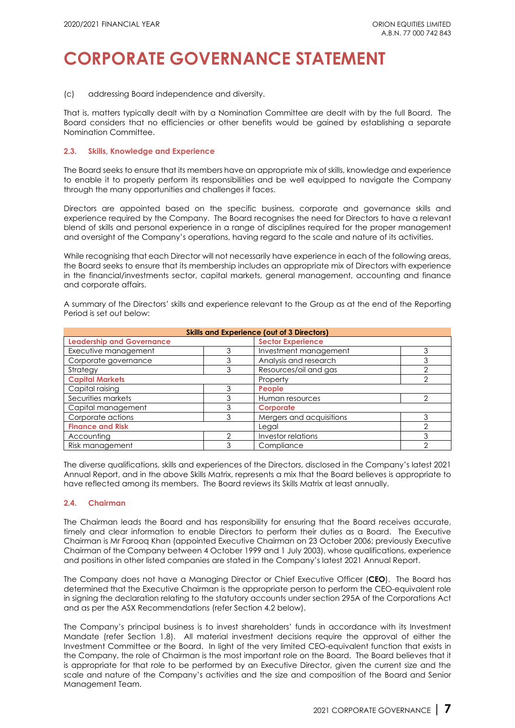# CORPORATE GOVERNANCE STATEMENT

(c) addressing Board independence and diversity.

That is, matters typically dealt with by a Nomination Committee are dealt with by the full Board. The Board considers that no efficiencies or other benefits would be gained by establishing a separate Nomination Committee.

### 2.3. Skills, Knowledge and Experience

The Board seeks to ensure that its members have an appropriate mix of skills, knowledge and experience to enable it to properly perform its responsibilities and be well equipped to navigate the Company through the many opportunities and challenges it faces.

Directors are appointed based on the specific business, corporate and governance skills and experience required by the Company. The Board recognises the need for Directors to have a relevant blend of skills and personal experience in a range of disciplines required for the proper management and oversight of the Company's operations, having regard to the scale and nature of its activities.

While recognising that each Director will not necessarily have experience in each of the following areas, the Board seeks to ensure that its membership includes an appropriate mix of Directors with experience in the financial/investments sector, capital markets, general management, accounting and finance and corporate affairs.

A summary of the Directors' skills and experience relevant to the Group as at the end of the Reporting Period is set out below:

| **Skills and Experience (out of 3 Directors)** | | | |
|---|---|---|---|
| **Leadership and Governance** | | **Sector Experience** | |
| Executive management | 3 | Investment management | 3 |
| Corporate governance | 3 | Analysis and research | 3 |
| Strategy | 3 | Resources/oil and gas | 2 |
| **Capital Markets** | | Property | 2 |
| Capital raising | 3 | **People** | |
| Securities markets | 3 | Human resources | 2 |
| Capital management | 3 | **Corporate** | |
| Corporate actions | 3 | Mergers and acquisitions | 3 |
| **Finance and Risk** | | Legal | 2 |
| Accounting | 2 | Investor relations | 3 |
| Risk management | 3 | Compliance | 2 |

The diverse qualifications, skills and experiences of the Directors, disclosed in the Company's latest 2021 Annual Report, and in the above Skills Matrix, represents a mix that the Board believes is appropriate to have reflected among its members. The Board reviews its Skills Matrix at least annually.

### 2.4. Chairman

The Chairman leads the Board and has responsibility for ensuring that the Board receives accurate, timely and clear information to enable Directors to perform their duties as a Board. The Executive Chairman is Mr Farooq Khan (appointed Executive Chairman on 23 October 2006; previously Executive Chairman of the Company between 4 October 1999 and 1 July 2003), whose qualifications, experience and positions in other listed companies are stated in the Company's latest 2021 Annual Report.

The Company does not have a Managing Director or Chief Executive Officer (**CEO**). The Board has determined that the Executive Chairman is the appropriate person to perform the CEO-equivalent role in signing the declaration relating to the statutory accounts under section 295A of the Corporations Act and as per the ASX Recommendations (refer Section 4.2 below).

The Company's principal business is to invest shareholders' funds in accordance with its Investment Mandate (refer Section 1.8). All material investment decisions require the approval of either the Investment Committee or the Board. In light of the very limited CEO-equivalent function that exists in the Company, the role of Chairman is the most important role on the Board. The Board believes that it is appropriate for that role to be performed by an Executive Director, given the current size and the scale and nature of the Company's activities and the size and composition of the Board and Senior Management Team.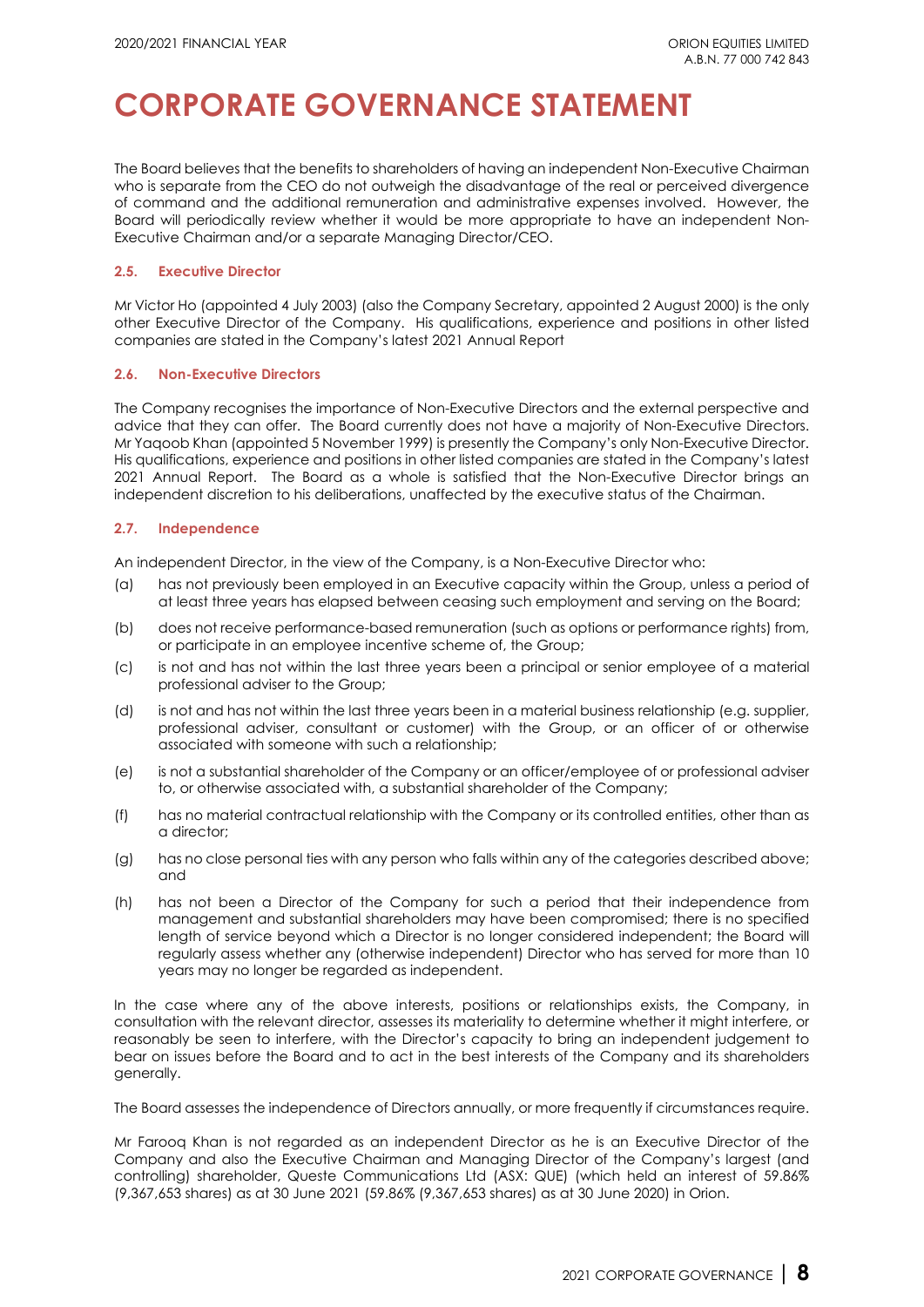The Board believes that the benefits to shareholders of having an independent Non-Executive Chairman who is separate from the CEO do not outweigh the disadvantage of the real or perceived divergence of command and the additional remuneration and administrative expenses involved. However, the Board will periodically review whether it would be more appropriate to have an independent Non-Executive Chairman and/or a separate Managing Director/CEO.

### 2.5. Executive Director

Mr Victor Ho (appointed 4 July 2003) (also the Company Secretary, appointed 2 August 2000) is the only other Executive Director of the Company. His qualifications, experience and positions in other listed companies are stated in the Company's latest 2021 Annual Report

### 2.6. Non-Executive Directors

The Company recognises the importance of Non-Executive Directors and the external perspective and advice that they can offer. The Board currently does not have a majority of Non-Executive Directors. Mr Yaqoob Khan (appointed 5 November 1999) is presently the Company's only Non-Executive Director. His qualifications, experience and positions in other listed companies are stated in the Company's latest 2021 Annual Report. The Board as a whole is satisfied that the Non-Executive Director brings an independent discretion to his deliberations, unaffected by the executive status of the Chairman.

### 2.7. Independence

An independent Director, in the view of the Company, is a Non-Executive Director who:

(a) has not previously been employed in an Executive capacity within the Group, unless a period of at least three years has elapsed between ceasing such employment and serving on the Board;

(b) does not receive performance-based remuneration (such as options or performance rights) from, or participate in an employee incentive scheme of, the Group;

(c) is not and has not within the last three years been a principal or senior employee of a material professional adviser to the Group;

(d) is not and has not within the last three years been in a material business relationship (e.g. supplier, professional adviser, consultant or customer) with the Group, or an officer of or otherwise associated with someone with such a relationship;

(e) is not a substantial shareholder of the Company or an officer/employee of or professional adviser to, or otherwise associated with, a substantial shareholder of the Company;

(f) has no material contractual relationship with the Company or its controlled entities, other than as a director;

(g) has no close personal ties with any person who falls within any of the categories described above; and

(h) has not been a Director of the Company for such a period that their independence from management and substantial shareholders may have been compromised; there is no specified length of service beyond which a Director is no longer considered independent; the Board will regularly assess whether any (otherwise independent) Director who has served for more than 10 years may no longer be regarded as independent.

In the case where any of the above interests, positions or relationships exists, the Company, in consultation with the relevant director, assesses its materiality to determine whether it might interfere, or reasonably be seen to interfere, with the Director's capacity to bring an independent judgement to bear on issues before the Board and to act in the best interests of the Company and its shareholders generally.

The Board assesses the independence of Directors annually, or more frequently if circumstances require.

Mr Farooq Khan is not regarded as an independent Director as he is an Executive Director of the Company and also the Executive Chairman and Managing Director of the Company's largest (and controlling) shareholder, Queste Communications Ltd (ASX: QUE) (which held an interest of 59.86% (9,367,653 shares) as at 30 June 2021 (59.86% (9,367,653 shares) as at 30 June 2020) in Orion.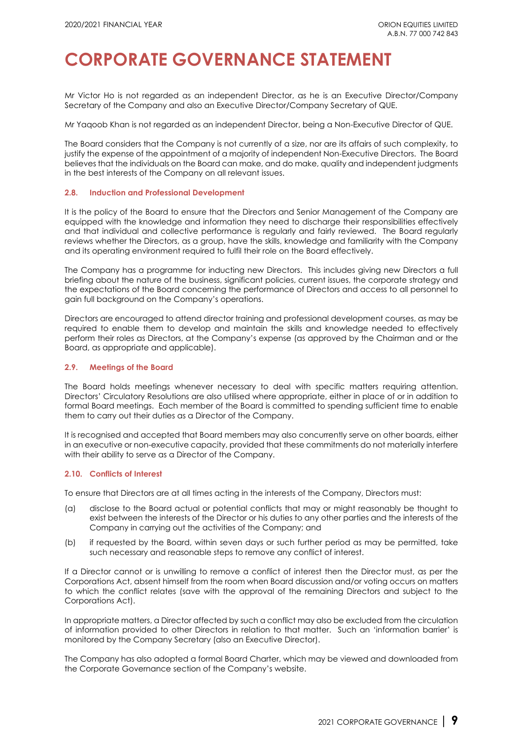# CORPORATE GOVERNANCE STATEMENT

Mr Victor Ho is not regarded as an independent Director, as he is an Executive Director/Company Secretary of the Company and also an Executive Director/Company Secretary of QUE.

Mr Yaqoob Khan is not regarded as an independent Director, being a Non-Executive Director of QUE.

The Board considers that the Company is not currently of a size, nor are its affairs of such complexity, to justify the expense of the appointment of a majority of independent Non-Executive Directors. The Board believes that the individuals on the Board can make, and do make, quality and independent judgments in the best interests of the Company on all relevant issues.

### 2.8. Induction and Professional Development

It is the policy of the Board to ensure that the Directors and Senior Management of the Company are equipped with the knowledge and information they need to discharge their responsibilities effectively and that individual and collective performance is regularly and fairly reviewed. The Board regularly reviews whether the Directors, as a group, have the skills, knowledge and familiarity with the Company and its operating environment required to fulfil their role on the Board effectively.

The Company has a programme for inducting new Directors. This includes giving new Directors a full briefing about the nature of the business, significant policies, current issues, the corporate strategy and the expectations of the Board concerning the performance of Directors and access to all personnel to gain full background on the Company's operations.

Directors are encouraged to attend director training and professional development courses, as may be required to enable them to develop and maintain the skills and knowledge needed to effectively perform their roles as Directors, at the Company's expense (as approved by the Chairman and or the Board, as appropriate and applicable).

### 2.9. Meetings of the Board

The Board holds meetings whenever necessary to deal with specific matters requiring attention. Directors' Circulatory Resolutions are also utilised where appropriate, either in place of or in addition to formal Board meetings. Each member of the Board is committed to spending sufficient time to enable them to carry out their duties as a Director of the Company.

It is recognised and accepted that Board members may also concurrently serve on other boards, either in an executive or non-executive capacity, provided that these commitments do not materially interfere with their ability to serve as a Director of the Company.

### 2.10. Conflicts of Interest

To ensure that Directors are at all times acting in the interests of the Company, Directors must:

(a) disclose to the Board actual or potential conflicts that may or might reasonably be thought to exist between the interests of the Director or his duties to any other parties and the interests of the Company in carrying out the activities of the Company; and

(b) if requested by the Board, within seven days or such further period as may be permitted, take such necessary and reasonable steps to remove any conflict of interest.

If a Director cannot or is unwilling to remove a conflict of interest then the Director must, as per the Corporations Act, absent himself from the room when Board discussion and/or voting occurs on matters to which the conflict relates (save with the approval of the remaining Directors and subject to the Corporations Act).

In appropriate matters, a Director affected by such a conflict may also be excluded from the circulation of information provided to other Directors in relation to that matter. Such an 'information barrier' is monitored by the Company Secretary (also an Executive Director).

The Company has also adopted a formal Board Charter, which may be viewed and downloaded from the Corporate Governance section of the Company's website.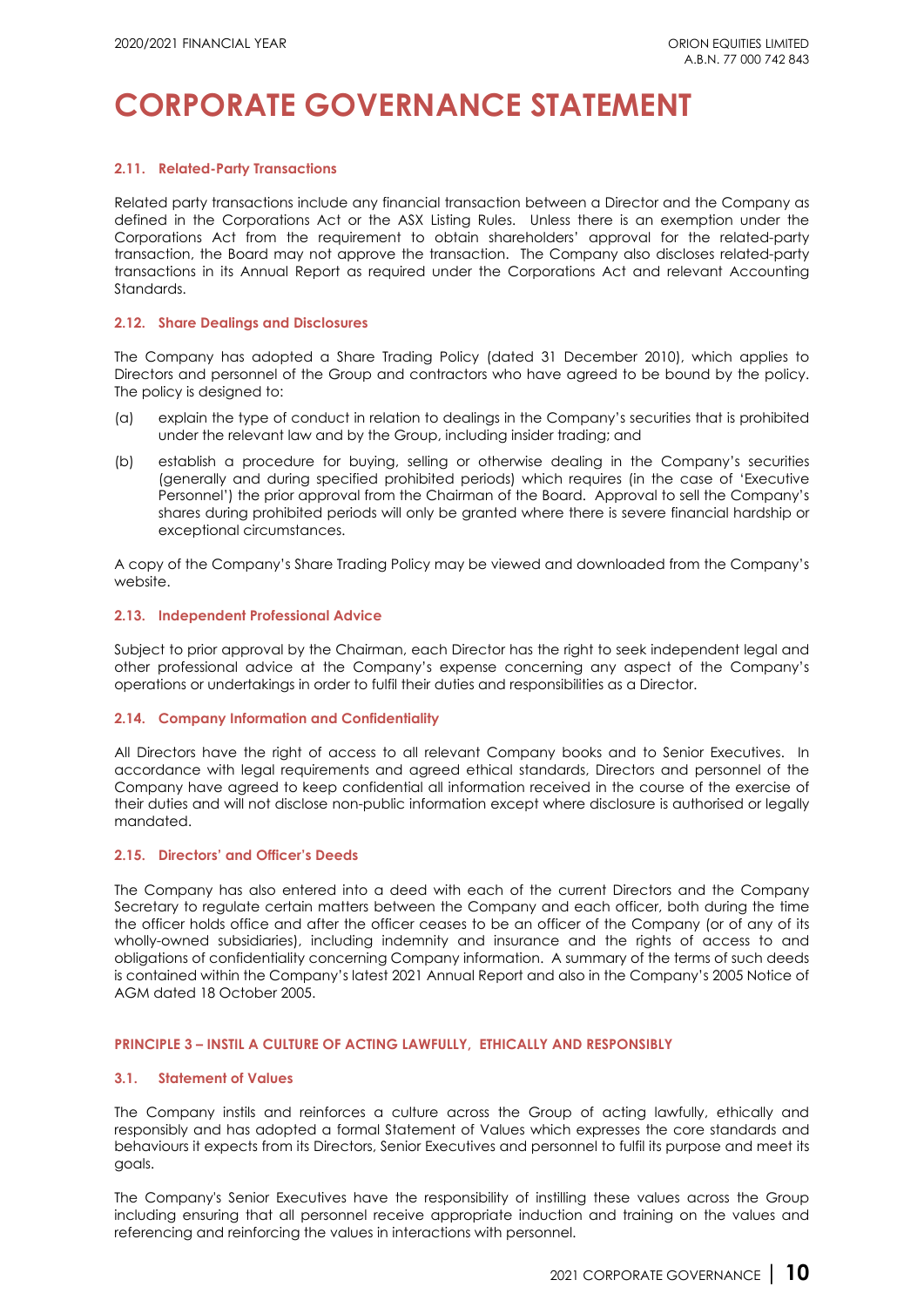# CORPORATE GOVERNANCE STATEMENT

### 2.11. Related-Party Transactions

Related party transactions include any financial transaction between a Director and the Company as defined in the Corporations Act or the ASX Listing Rules. Unless there is an exemption under the Corporations Act from the requirement to obtain shareholders' approval for the related-party transaction, the Board may not approve the transaction. The Company also discloses related-party transactions in its Annual Report as required under the Corporations Act and relevant Accounting Standards.

### 2.12. Share Dealings and Disclosures

The Company has adopted a Share Trading Policy (dated 31 December 2010), which applies to Directors and personnel of the Group and contractors who have agreed to be bound by the policy. The policy is designed to:

(a) explain the type of conduct in relation to dealings in the Company's securities that is prohibited under the relevant law and by the Group, including insider trading; and

(b) establish a procedure for buying, selling or otherwise dealing in the Company's securities (generally and during specified prohibited periods) which requires (in the case of 'Executive Personnel') the prior approval from the Chairman of the Board. Approval to sell the Company's shares during prohibited periods will only be granted where there is severe financial hardship or exceptional circumstances.

A copy of the Company's Share Trading Policy may be viewed and downloaded from the Company's website.

### 2.13. Independent Professional Advice

Subject to prior approval by the Chairman, each Director has the right to seek independent legal and other professional advice at the Company's expense concerning any aspect of the Company's operations or undertakings in order to fulfil their duties and responsibilities as a Director.

### 2.14. Company Information and Confidentiality

All Directors have the right of access to all relevant Company books and to Senior Executives. In accordance with legal requirements and agreed ethical standards, Directors and personnel of the Company have agreed to keep confidential all information received in the course of the exercise of their duties and will not disclose non-public information except where disclosure is authorised or legally mandated.

### 2.15. Directors' and Officer's Deeds

The Company has also entered into a deed with each of the current Directors and the Company Secretary to regulate certain matters between the Company and each officer, both during the time the officer holds office and after the officer ceases to be an officer of the Company (or of any of its wholly-owned subsidiaries), including indemnity and insurance and the rights of access to and obligations of confidentiality concerning Company information. A summary of the terms of such deeds is contained within the Company's latest 2021 Annual Report and also in the Company's 2005 Notice of AGM dated 18 October 2005.

## PRINCIPLE 3 – INSTIL A CULTURE OF ACTING LAWFULLY, ETHICALLY AND RESPONSIBLY

### 3.1. Statement of Values

The Company instils and reinforces a culture across the Group of acting lawfully, ethically and responsibly and has adopted a formal Statement of Values which expresses the core standards and behaviours it expects from its Directors, Senior Executives and personnel to fulfil its purpose and meet its goals.

The Company's Senior Executives have the responsibility of instilling these values across the Group including ensuring that all personnel receive appropriate induction and training on the values and referencing and reinforcing the values in interactions with personnel.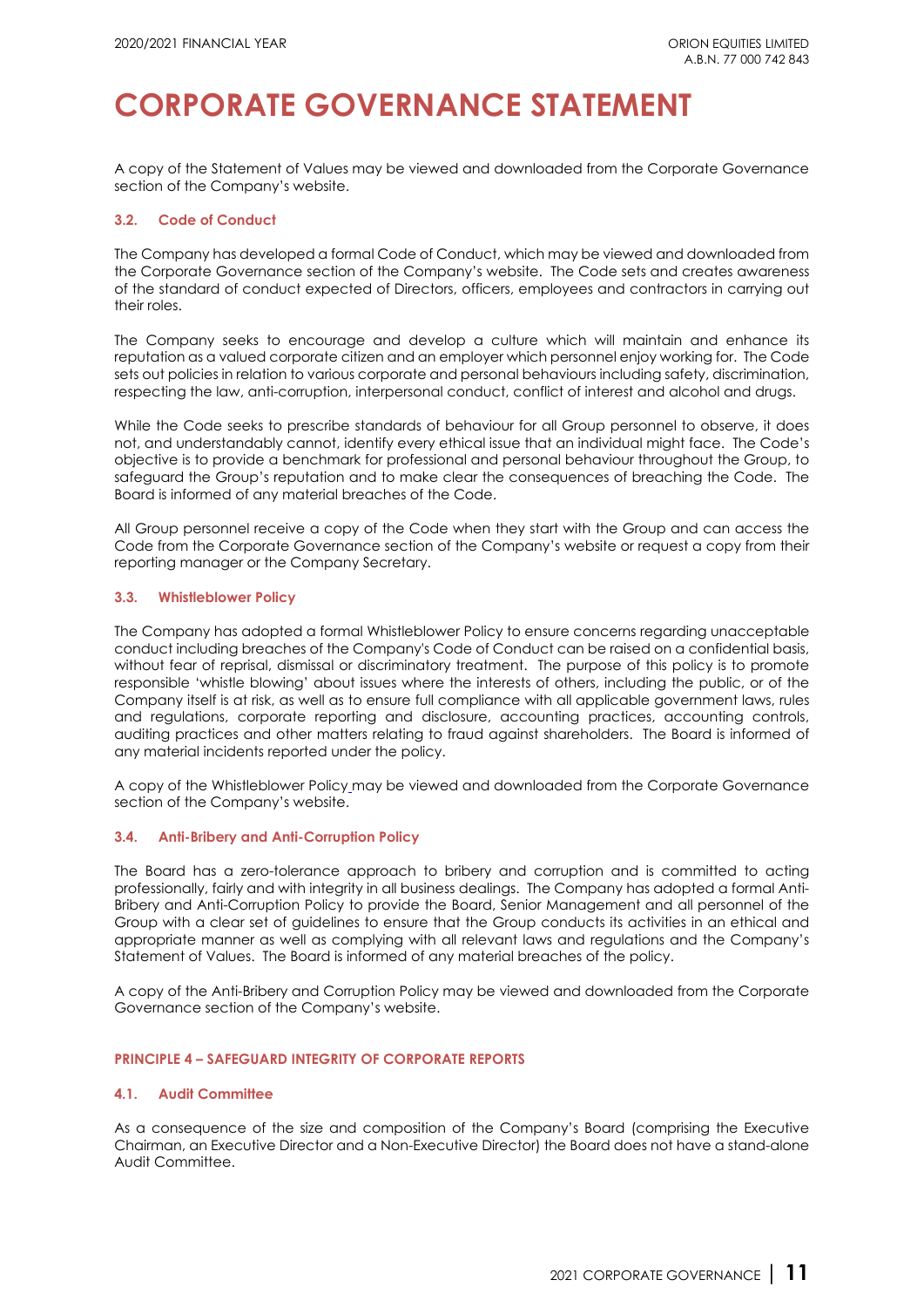# CORPORATE GOVERNANCE STATEMENT

A copy of the Statement of Values may be viewed and downloaded from the Corporate Governance section of the Company's website.

### 3.2. Code of Conduct

The Company has developed a formal Code of Conduct, which may be viewed and downloaded from the Corporate Governance section of the Company's website. The Code sets and creates awareness of the standard of conduct expected of Directors, officers, employees and contractors in carrying out their roles.

The Company seeks to encourage and develop a culture which will maintain and enhance its reputation as a valued corporate citizen and an employer which personnel enjoy working for. The Code sets out policies in relation to various corporate and personal behaviours including safety, discrimination, respecting the law, anti-corruption, interpersonal conduct, conflict of interest and alcohol and drugs.

While the Code seeks to prescribe standards of behaviour for all Group personnel to observe, it does not, and understandably cannot, identify every ethical issue that an individual might face. The Code's objective is to provide a benchmark for professional and personal behaviour throughout the Group, to safeguard the Group's reputation and to make clear the consequences of breaching the Code. The Board is informed of any material breaches of the Code.

All Group personnel receive a copy of the Code when they start with the Group and can access the Code from the Corporate Governance section of the Company's website or request a copy from their reporting manager or the Company Secretary.

### 3.3. Whistleblower Policy

The Company has adopted a formal Whistleblower Policy to ensure concerns regarding unacceptable conduct including breaches of the Company's Code of Conduct can be raised on a confidential basis, without fear of reprisal, dismissal or discriminatory treatment. The purpose of this policy is to promote responsible 'whistle blowing' about issues where the interests of others, including the public, or of the Company itself is at risk, as well as to ensure full compliance with all applicable government laws, rules and regulations, corporate reporting and disclosure, accounting practices, accounting controls, auditing practices and other matters relating to fraud against shareholders. The Board is informed of any material incidents reported under the policy.

A copy of the Whistleblower Policy may be viewed and downloaded from the Corporate Governance section of the Company's website.

### 3.4. Anti-Bribery and Anti-Corruption Policy

The Board has a zero-tolerance approach to bribery and corruption and is committed to acting professionally, fairly and with integrity in all business dealings. The Company has adopted a formal Anti-Bribery and Anti-Corruption Policy to provide the Board, Senior Management and all personnel of the Group with a clear set of guidelines to ensure that the Group conducts its activities in an ethical and appropriate manner as well as complying with all relevant laws and regulations and the Company's Statement of Values. The Board is informed of any material breaches of the policy.

A copy of the Anti-Bribery and Corruption Policy may be viewed and downloaded from the Corporate Governance section of the Company's website.

## PRINCIPLE 4 – SAFEGUARD INTEGRITY OF CORPORATE REPORTS

### 4.1. Audit Committee

As a consequence of the size and composition of the Company's Board (comprising the Executive Chairman, an Executive Director and a Non-Executive Director) the Board does not have a stand-alone Audit Committee.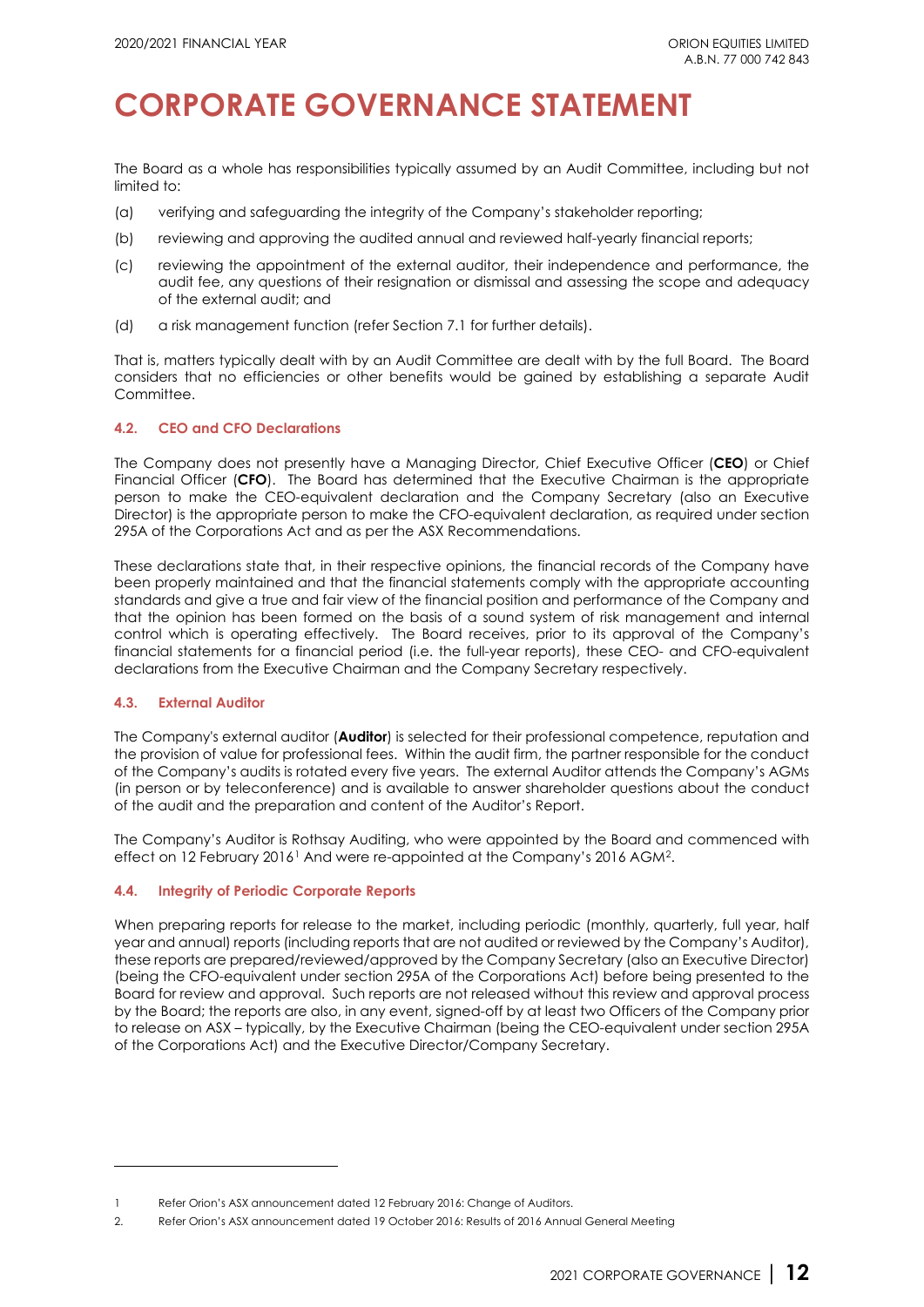The Board as a whole has responsibilities typically assumed by an Audit Committee, including but not limited to:

(a) verifying and safeguarding the integrity of the Company's stakeholder reporting;

(b) reviewing and approving the audited annual and reviewed half-yearly financial reports;

(c) reviewing the appointment of the external auditor, their independence and performance, the audit fee, any questions of their resignation or dismissal and assessing the scope and adequacy of the external audit; and

(d) a risk management function (refer Section 7.1 for further details).

That is, matters typically dealt with by an Audit Committee are dealt with by the full Board. The Board considers that no efficiencies or other benefits would be gained by establishing a separate Audit Committee.

#### 4.2. CEO and CFO Declarations

The Company does not presently have a Managing Director, Chief Executive Officer (**CEO**) or Chief Financial Officer (**CFO**). The Board has determined that the Executive Chairman is the appropriate person to make the CEO-equivalent declaration and the Company Secretary (also an Executive Director) is the appropriate person to make the CFO-equivalent declaration, as required under section 295A of the Corporations Act and as per the ASX Recommendations.

These declarations state that, in their respective opinions, the financial records of the Company have been properly maintained and that the financial statements comply with the appropriate accounting standards and give a true and fair view of the financial position and performance of the Company and that the opinion has been formed on the basis of a sound system of risk management and internal control which is operating effectively. The Board receives, prior to its approval of the Company's financial statements for a financial period (i.e. the full-year reports), these CEO- and CFO-equivalent declarations from the Executive Chairman and the Company Secretary respectively.

#### 4.3. External Auditor

The Company's external auditor (**Auditor**) is selected for their professional competence, reputation and the provision of value for professional fees. Within the audit firm, the partner responsible for the conduct of the Company's audits is rotated every five years. The external Auditor attends the Company's AGMs (in person or by teleconference) and is available to answer shareholder questions about the conduct of the audit and the preparation and content of the Auditor's Report.

The Company's Auditor is Rothsay Auditing, who were appointed by the Board and commenced with effect on 12 February 2016[1] And were re-appointed at the Company's 2016 AGM[2].

#### 4.4. Integrity of Periodic Corporate Reports

When preparing reports for release to the market, including periodic (monthly, quarterly, full year, half year and annual) reports (including reports that are not audited or reviewed by the Company's Auditor), these reports are prepared/reviewed/approved by the Company Secretary (also an Executive Director) (being the CFO-equivalent under section 295A of the Corporations Act) before being presented to the Board for review and approval. Such reports are not released without this review and approval process by the Board; the reports are also, in any event, signed-off by at least two Officers of the Company prior to release on ASX – typically, by the Executive Chairman (being the CEO-equivalent under section 295A of the Corporations Act) and the Executive Director/Company Secretary.

---

1 Refer Orion's ASX announcement dated 12 February 2016: Change of Auditors.

2. Refer Orion's ASX announcement dated 19 October 2016: Results of 2016 Annual General Meeting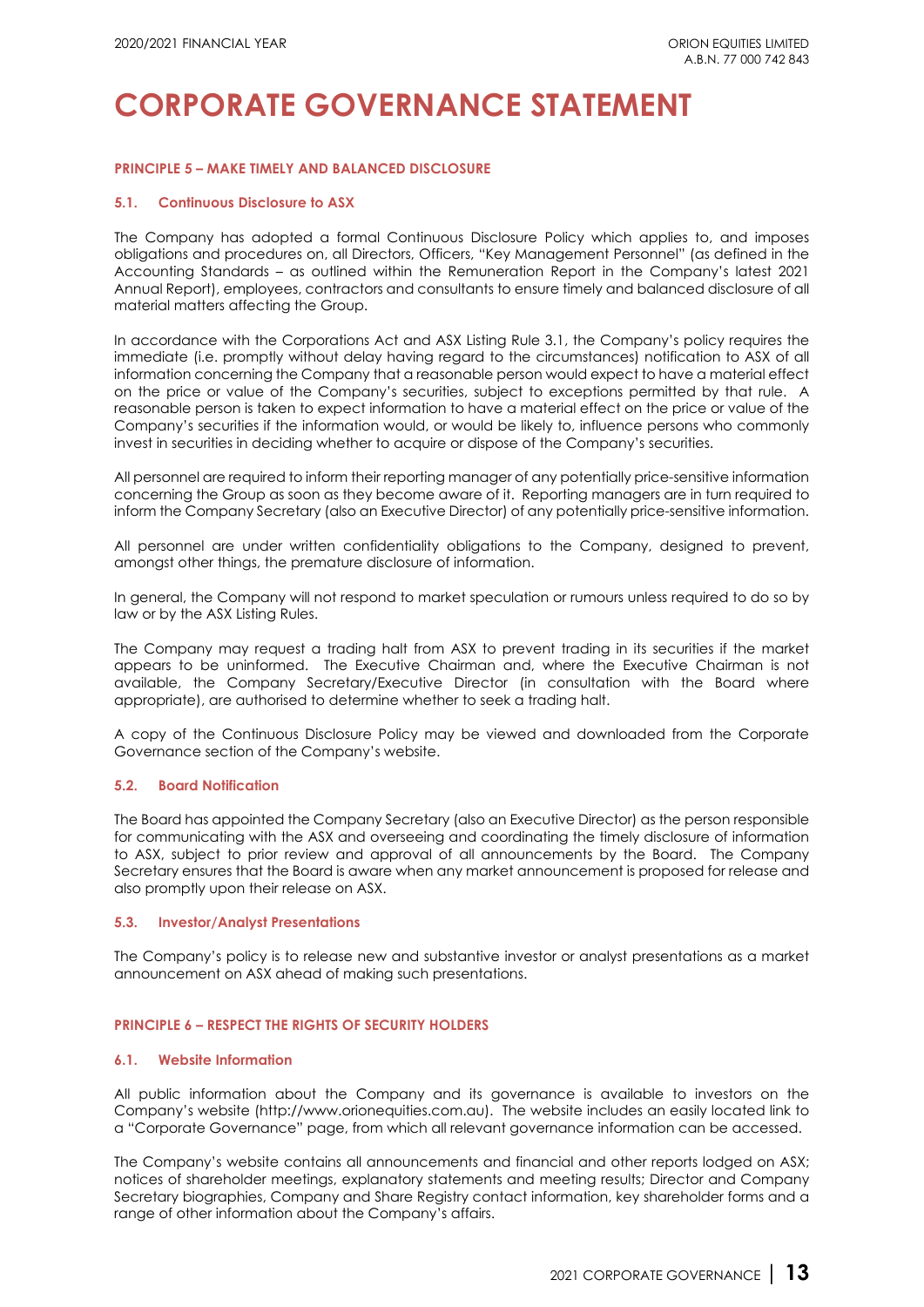# CORPORATE GOVERNANCE STATEMENT

### PRINCIPLE 5 – MAKE TIMELY AND BALANCED DISCLOSURE

#### 5.1. Continuous Disclosure to ASX

The Company has adopted a formal Continuous Disclosure Policy which applies to, and imposes obligations and procedures on, all Directors, Officers, "Key Management Personnel" (as defined in the Accounting Standards – as outlined within the Remuneration Report in the Company's latest 2021 Annual Report), employees, contractors and consultants to ensure timely and balanced disclosure of all material matters affecting the Group.

In accordance with the Corporations Act and ASX Listing Rule 3.1, the Company's policy requires the immediate (i.e. promptly without delay having regard to the circumstances) notification to ASX of all information concerning the Company that a reasonable person would expect to have a material effect on the price or value of the Company's securities, subject to exceptions permitted by that rule. A reasonable person is taken to expect information to have a material effect on the price or value of the Company's securities if the information would, or would be likely to, influence persons who commonly invest in securities in deciding whether to acquire or dispose of the Company's securities.

All personnel are required to inform their reporting manager of any potentially price-sensitive information concerning the Group as soon as they become aware of it. Reporting managers are in turn required to inform the Company Secretary (also an Executive Director) of any potentially price-sensitive information.

All personnel are under written confidentiality obligations to the Company, designed to prevent, amongst other things, the premature disclosure of information.

In general, the Company will not respond to market speculation or rumours unless required to do so by law or by the ASX Listing Rules.

The Company may request a trading halt from ASX to prevent trading in its securities if the market appears to be uninformed. The Executive Chairman and, where the Executive Chairman is not available, the Company Secretary/Executive Director (in consultation with the Board where appropriate), are authorised to determine whether to seek a trading halt.

A copy of the Continuous Disclosure Policy may be viewed and downloaded from the Corporate Governance section of the Company's website.

#### 5.2. Board Notification

The Board has appointed the Company Secretary (also an Executive Director) as the person responsible for communicating with the ASX and overseeing and coordinating the timely disclosure of information to ASX, subject to prior review and approval of all announcements by the Board. The Company Secretary ensures that the Board is aware when any market announcement is proposed for release and also promptly upon their release on ASX.

#### 5.3. Investor/Analyst Presentations

The Company's policy is to release new and substantive investor or analyst presentations as a market announcement on ASX ahead of making such presentations.

### PRINCIPLE 6 – RESPECT THE RIGHTS OF SECURITY HOLDERS

#### 6.1. Website Information

All public information about the Company and its governance is available to investors on the Company's website (http://www.orionequities.com.au). The website includes an easily located link to a "Corporate Governance" page, from which all relevant governance information can be accessed.

The Company's website contains all announcements and financial and other reports lodged on ASX; notices of shareholder meetings, explanatory statements and meeting results; Director and Company Secretary biographies, Company and Share Registry contact information, key shareholder forms and a range of other information about the Company's affairs.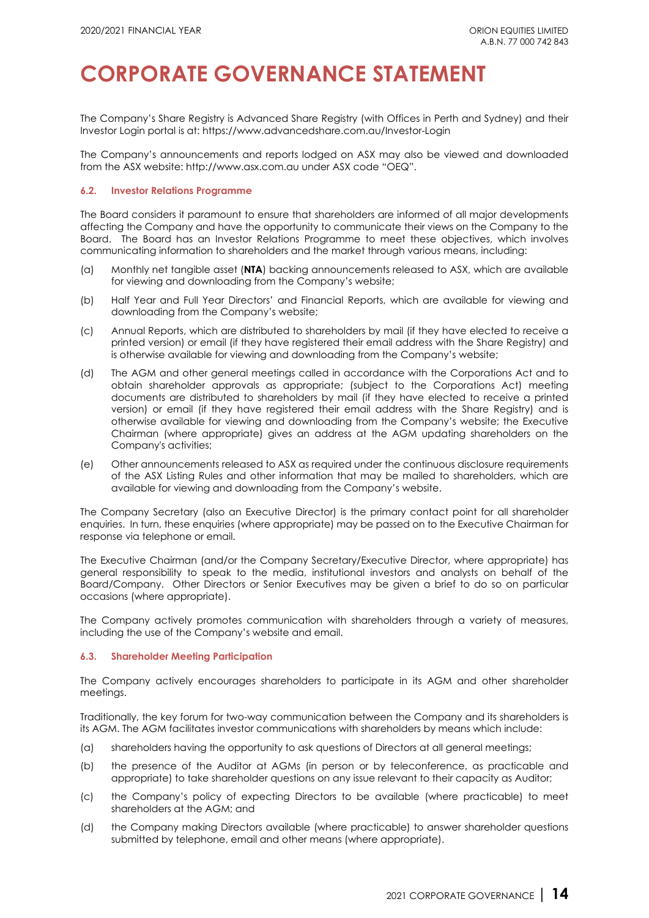# CORPORATE GOVERNANCE STATEMENT

The Company's Share Registry is Advanced Share Registry (with Offices in Perth and Sydney) and their Investor Login portal is at: https://www.advancedshare.com.au/Investor-Login

The Company's announcements and reports lodged on ASX may also be viewed and downloaded from the ASX website: http://www.asx.com.au under ASX code "OEQ".

### 6.2. Investor Relations Programme

The Board considers it paramount to ensure that shareholders are informed of all major developments affecting the Company and have the opportunity to communicate their views on the Company to the Board. The Board has an Investor Relations Programme to meet these objectives, which involves communicating information to shareholders and the market through various means, including:

(a) Monthly net tangible asset (**NTA**) backing announcements released to ASX, which are available for viewing and downloading from the Company's website;

(b) Half Year and Full Year Directors' and Financial Reports, which are available for viewing and downloading from the Company's website;

(c) Annual Reports, which are distributed to shareholders by mail (if they have elected to receive a printed version) or email (if they have registered their email address with the Share Registry) and is otherwise available for viewing and downloading from the Company's website;

(d) The AGM and other general meetings called in accordance with the Corporations Act and to obtain shareholder approvals as appropriate; (subject to the Corporations Act) meeting documents are distributed to shareholders by mail (if they have elected to receive a printed version) or email (if they have registered their email address with the Share Registry) and is otherwise available for viewing and downloading from the Company's website; the Executive Chairman (where appropriate) gives an address at the AGM updating shareholders on the Company's activities;

(e) Other announcements released to ASX as required under the continuous disclosure requirements of the ASX Listing Rules and other information that may be mailed to shareholders, which are available for viewing and downloading from the Company's website.

The Company Secretary (also an Executive Director) is the primary contact point for all shareholder enquiries. In turn, these enquiries (where appropriate) may be passed on to the Executive Chairman for response via telephone or email.

The Executive Chairman (and/or the Company Secretary/Executive Director, where appropriate) has general responsibility to speak to the media, institutional investors and analysts on behalf of the Board/Company. Other Directors or Senior Executives may be given a brief to do so on particular occasions (where appropriate).

The Company actively promotes communication with shareholders through a variety of measures, including the use of the Company's website and email.

### 6.3. Shareholder Meeting Participation

The Company actively encourages shareholders to participate in its AGM and other shareholder meetings.

Traditionally, the key forum for two-way communication between the Company and its shareholders is its AGM. The AGM facilitates investor communications with shareholders by means which include:

(a) shareholders having the opportunity to ask questions of Directors at all general meetings;

(b) the presence of the Auditor at AGMs (in person or by teleconference, as practicable and appropriate) to take shareholder questions on any issue relevant to their capacity as Auditor;

(c) the Company's policy of expecting Directors to be available (where practicable) to meet shareholders at the AGM; and

(d) the Company making Directors available (where practicable) to answer shareholder questions submitted by telephone, email and other means (where appropriate).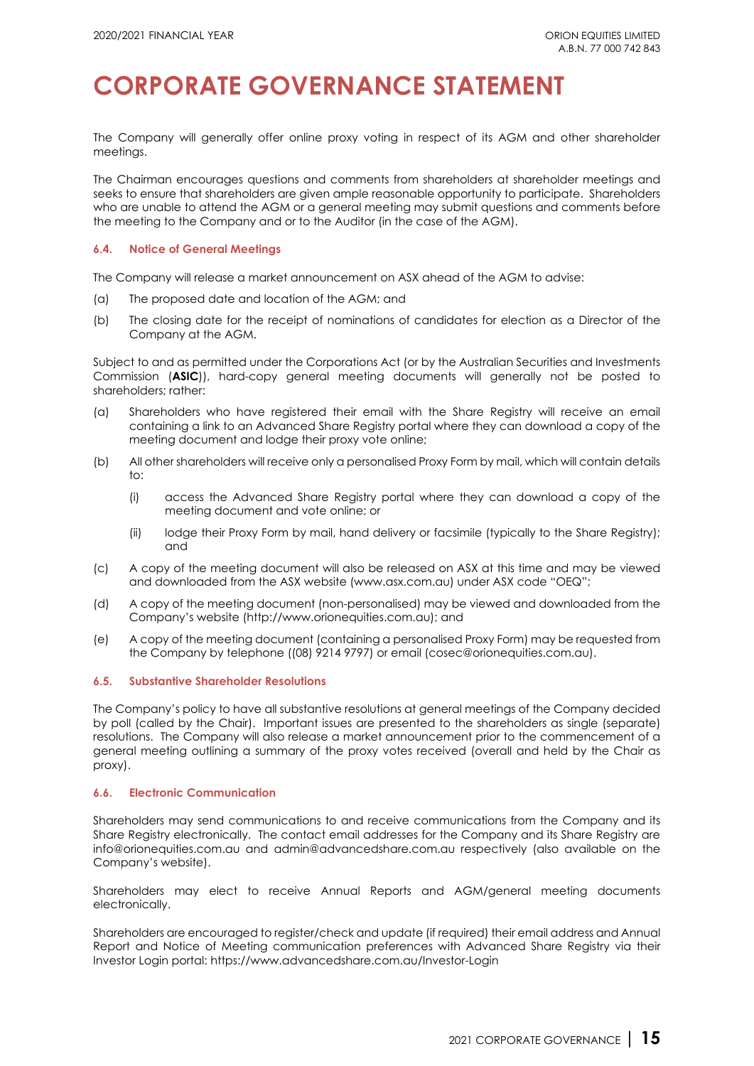# CORPORATE GOVERNANCE STATEMENT

The Company will generally offer online proxy voting in respect of its AGM and other shareholder meetings.

The Chairman encourages questions and comments from shareholders at shareholder meetings and seeks to ensure that shareholders are given ample reasonable opportunity to participate. Shareholders who are unable to attend the AGM or a general meeting may submit questions and comments before the meeting to the Company and or to the Auditor (in the case of the AGM).

### 6.4. Notice of General Meetings

The Company will release a market announcement on ASX ahead of the AGM to advise:

(a) The proposed date and location of the AGM; and

(b) The closing date for the receipt of nominations of candidates for election as a Director of the Company at the AGM.

Subject to and as permitted under the Corporations Act (or by the Australian Securities and Investments Commission (**ASIC**)), hard-copy general meeting documents will generally not be posted to shareholders; rather:

(a) Shareholders who have registered their email with the Share Registry will receive an email containing a link to an Advanced Share Registry portal where they can download a copy of the meeting document and lodge their proxy vote online;

(b) All other shareholders will receive only a personalised Proxy Form by mail, which will contain details to:

   (i) access the Advanced Share Registry portal where they can download a copy of the meeting document and vote online; or

   (ii) lodge their Proxy Form by mail, hand delivery or facsimile (typically to the Share Registry); and

(c) A copy of the meeting document will also be released on ASX at this time and may be viewed and downloaded from the ASX website (www.asx.com.au) under ASX code "OEQ";

(d) A copy of the meeting document (non-personalised) may be viewed and downloaded from the Company's website (http://www.orionequities.com.au); and

(e) A copy of the meeting document (containing a personalised Proxy Form) may be requested from the Company by telephone ((08) 9214 9797) or email (cosec@orionequities.com.au).

### 6.5. Substantive Shareholder Resolutions

The Company's policy to have all substantive resolutions at general meetings of the Company decided by poll (called by the Chair). Important issues are presented to the shareholders as single (separate) resolutions. The Company will also release a market announcement prior to the commencement of a general meeting outlining a summary of the proxy votes received (overall and held by the Chair as proxy).

### 6.6. Electronic Communication

Shareholders may send communications to and receive communications from the Company and its Share Registry electronically. The contact email addresses for the Company and its Share Registry are info@orionequities.com.au and admin@advancedshare.com.au respectively (also available on the Company's website).

Shareholders may elect to receive Annual Reports and AGM/general meeting documents electronically.

Shareholders are encouraged to register/check and update (if required) their email address and Annual Report and Notice of Meeting communication preferences with Advanced Share Registry via their Investor Login portal: https://www.advancedshare.com.au/Investor-Login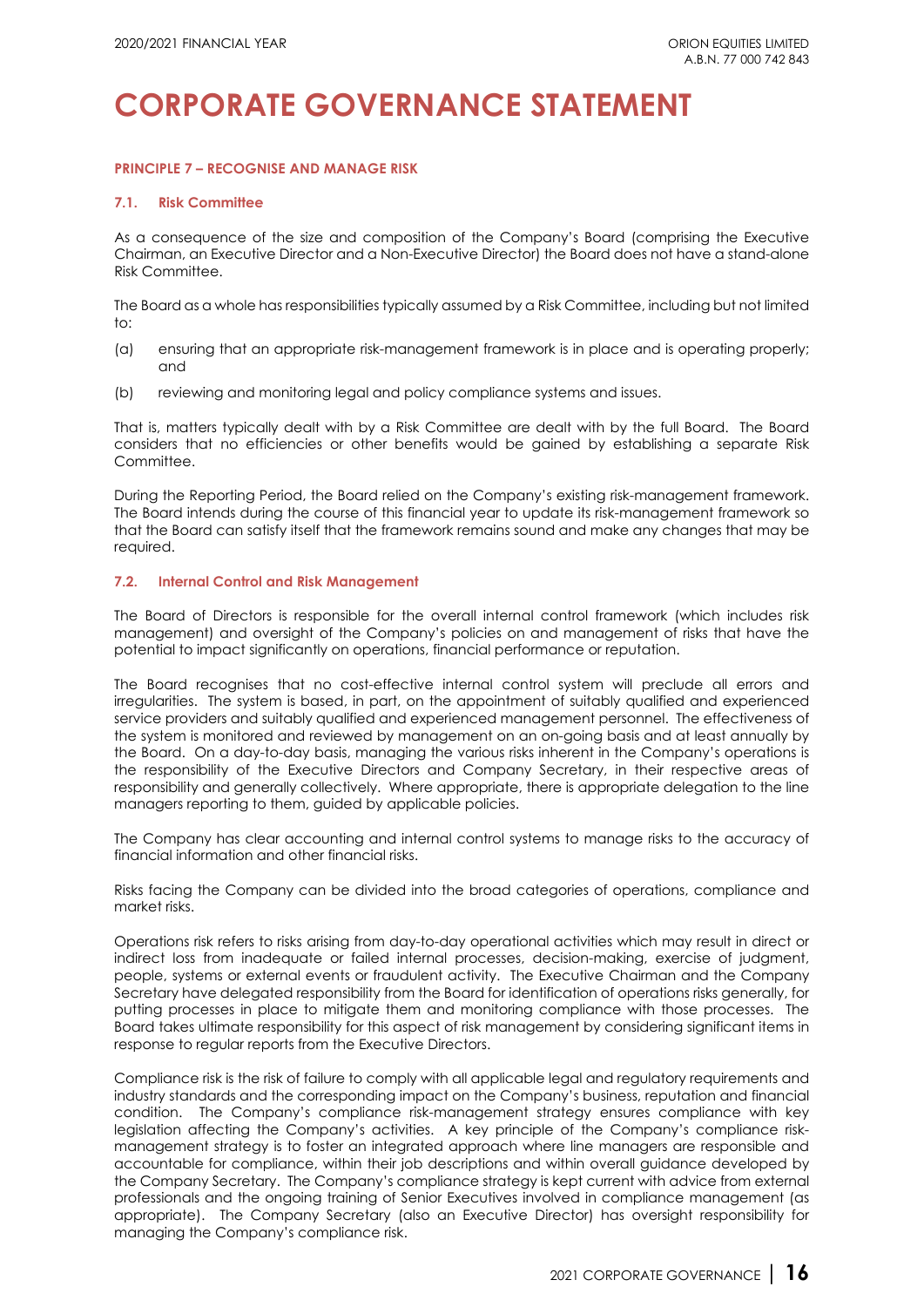# CORPORATE GOVERNANCE STATEMENT

#### PRINCIPLE 7 – RECOGNISE AND MANAGE RISK

#### 7.1. Risk Committee

As a consequence of the size and composition of the Company's Board (comprising the Executive Chairman, an Executive Director and a Non-Executive Director) the Board does not have a stand-alone Risk Committee.

The Board as a whole has responsibilities typically assumed by a Risk Committee, including but not limited to:

(a) ensuring that an appropriate risk-management framework is in place and is operating properly; and

(b) reviewing and monitoring legal and policy compliance systems and issues.

That is, matters typically dealt with by a Risk Committee are dealt with by the full Board. The Board considers that no efficiencies or other benefits would be gained by establishing a separate Risk Committee.

During the Reporting Period, the Board relied on the Company's existing risk-management framework. The Board intends during the course of this financial year to update its risk-management framework so that the Board can satisfy itself that the framework remains sound and make any changes that may be required.

#### 7.2. Internal Control and Risk Management

The Board of Directors is responsible for the overall internal control framework (which includes risk management) and oversight of the Company's policies on and management of risks that have the potential to impact significantly on operations, financial performance or reputation.

The Board recognises that no cost-effective internal control system will preclude all errors and irregularities. The system is based, in part, on the appointment of suitably qualified and experienced service providers and suitably qualified and experienced management personnel. The effectiveness of the system is monitored and reviewed by management on an on-going basis and at least annually by the Board. On a day-to-day basis, managing the various risks inherent in the Company's operations is the responsibility of the Executive Directors and Company Secretary, in their respective areas of responsibility and generally collectively. Where appropriate, there is appropriate delegation to the line managers reporting to them, guided by applicable policies.

The Company has clear accounting and internal control systems to manage risks to the accuracy of financial information and other financial risks.

Risks facing the Company can be divided into the broad categories of operations, compliance and market risks.

Operations risk refers to risks arising from day-to-day operational activities which may result in direct or indirect loss from inadequate or failed internal processes, decision-making, exercise of judgment, people, systems or external events or fraudulent activity. The Executive Chairman and the Company Secretary have delegated responsibility from the Board for identification of operations risks generally, for putting processes in place to mitigate them and monitoring compliance with those processes. The Board takes ultimate responsibility for this aspect of risk management by considering significant items in response to regular reports from the Executive Directors.

Compliance risk is the risk of failure to comply with all applicable legal and regulatory requirements and industry standards and the corresponding impact on the Company's business, reputation and financial condition. The Company's compliance risk-management strategy ensures compliance with key legislation affecting the Company's activities. A key principle of the Company's compliance risk-management strategy is to foster an integrated approach where line managers are responsible and accountable for compliance, within their job descriptions and within overall guidance developed by the Company Secretary. The Company's compliance strategy is kept current with advice from external professionals and the ongoing training of Senior Executives involved in compliance management (as appropriate). The Company Secretary (also an Executive Director) has oversight responsibility for managing the Company's compliance risk.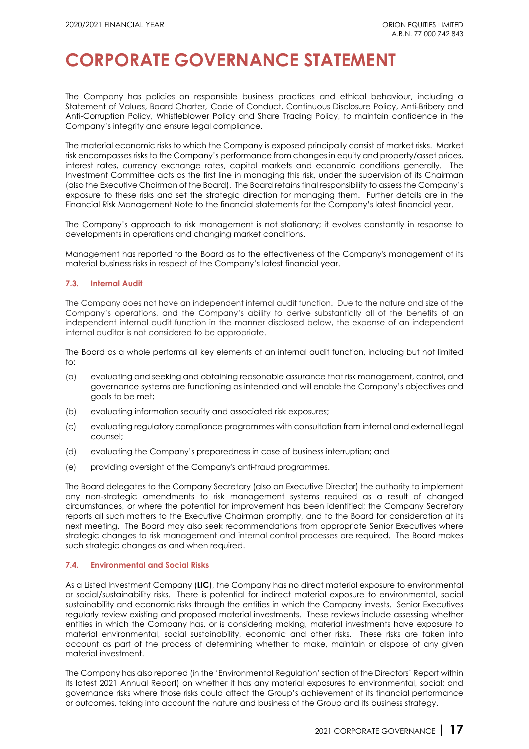# CORPORATE GOVERNANCE STATEMENT

The Company has policies on responsible business practices and ethical behaviour, including a Statement of Values, Board Charter, Code of Conduct, Continuous Disclosure Policy, Anti-Bribery and Anti-Corruption Policy, Whistleblower Policy and Share Trading Policy, to maintain confidence in the Company's integrity and ensure legal compliance.

The material economic risks to which the Company is exposed principally consist of market risks. Market risk encompasses risks to the Company's performance from changes in equity and property/asset prices, interest rates, currency exchange rates, capital markets and economic conditions generally. The Investment Committee acts as the first line in managing this risk, under the supervision of its Chairman (also the Executive Chairman of the Board). The Board retains final responsibility to assess the Company's exposure to these risks and set the strategic direction for managing them. Further details are in the Financial Risk Management Note to the financial statements for the Company's latest financial year.

The Company's approach to risk management is not stationary; it evolves constantly in response to developments in operations and changing market conditions.

Management has reported to the Board as to the effectiveness of the Company's management of its material business risks in respect of the Company's latest financial year.

### 7.3. Internal Audit

The Company does not have an independent internal audit function. Due to the nature and size of the Company's operations, and the Company's ability to derive substantially all of the benefits of an independent internal audit function in the manner disclosed below, the expense of an independent internal auditor is not considered to be appropriate.

The Board as a whole performs all key elements of an internal audit function, including but not limited to:

(a) evaluating and seeking and obtaining reasonable assurance that risk management, control, and governance systems are functioning as intended and will enable the Company's objectives and goals to be met;

(b) evaluating information security and associated risk exposures;

(c) evaluating regulatory compliance programmes with consultation from internal and external legal counsel;

(d) evaluating the Company's preparedness in case of business interruption; and

(e) providing oversight of the Company's anti-fraud programmes.

The Board delegates to the Company Secretary (also an Executive Director) the authority to implement any non-strategic amendments to risk management systems required as a result of changed circumstances, or where the potential for improvement has been identified; the Company Secretary reports all such matters to the Executive Chairman promptly, and to the Board for consideration at its next meeting. The Board may also seek recommendations from appropriate Senior Executives where strategic changes to risk management and internal control processes are required. The Board makes such strategic changes as and when required.

### 7.4. Environmental and Social Risks

As a Listed Investment Company (**LIC**), the Company has no direct material exposure to environmental or social/sustainability risks. There is potential for indirect material exposure to environmental, social sustainability and economic risks through the entities in which the Company invests. Senior Executives regularly review existing and proposed material investments. These reviews include assessing whether entities in which the Company has, or is considering making, material investments have exposure to material environmental, social sustainability, economic and other risks. These risks are taken into account as part of the process of determining whether to make, maintain or dispose of any given material investment.

The Company has also reported (in the 'Environmental Regulation' section of the Directors' Report within its latest 2021 Annual Report) on whether it has any material exposures to environmental, social; and governance risks where those risks could affect the Group's achievement of its financial performance or outcomes, taking into account the nature and business of the Group and its business strategy.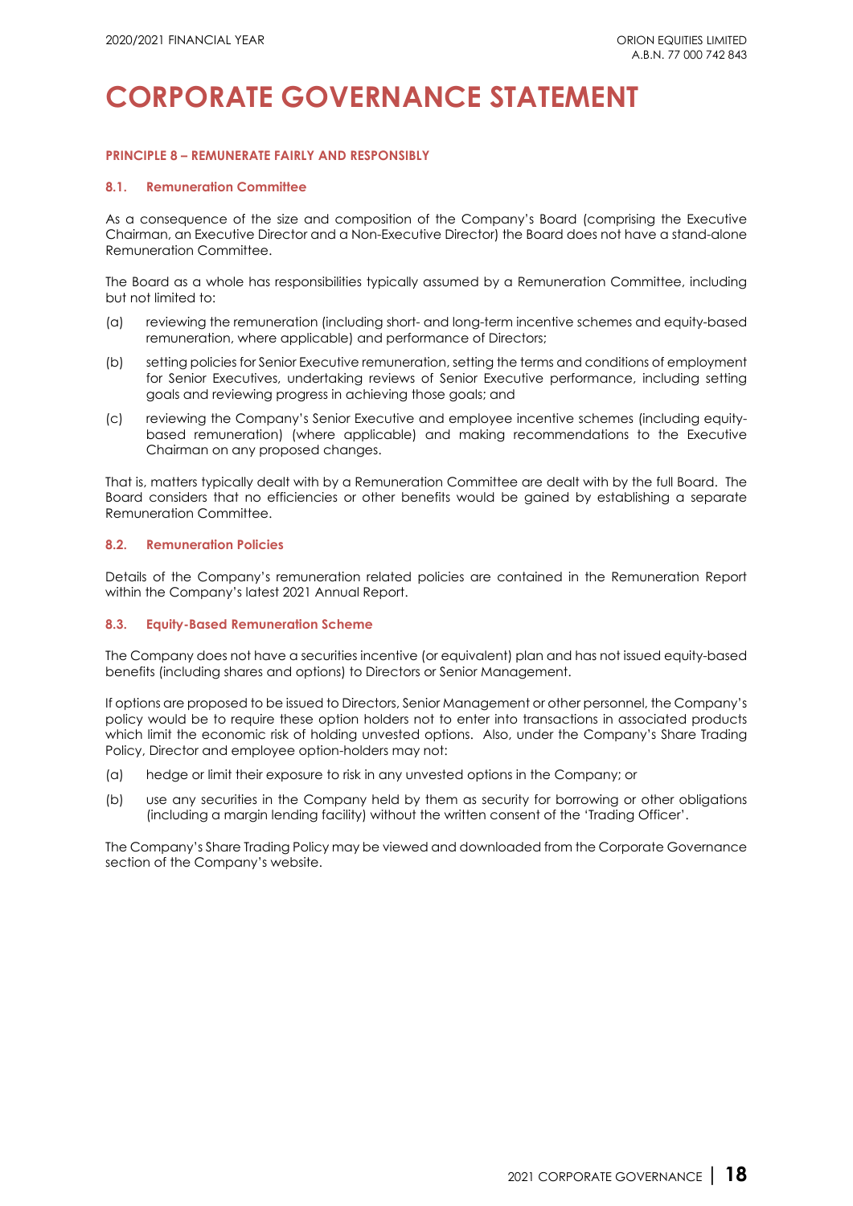# CORPORATE GOVERNANCE STATEMENT

### PRINCIPLE 8 – REMUNERATE FAIRLY AND RESPONSIBLY

#### 8.1. Remuneration Committee

As a consequence of the size and composition of the Company's Board (comprising the Executive Chairman, an Executive Director and a Non-Executive Director) the Board does not have a stand-alone Remuneration Committee.

The Board as a whole has responsibilities typically assumed by a Remuneration Committee, including but not limited to:

(a) reviewing the remuneration (including short- and long-term incentive schemes and equity-based remuneration, where applicable) and performance of Directors;

(b) setting policies for Senior Executive remuneration, setting the terms and conditions of employment for Senior Executives, undertaking reviews of Senior Executive performance, including setting goals and reviewing progress in achieving those goals; and

(c) reviewing the Company's Senior Executive and employee incentive schemes (including equity-based remuneration) (where applicable) and making recommendations to the Executive Chairman on any proposed changes.

That is, matters typically dealt with by a Remuneration Committee are dealt with by the full Board. The Board considers that no efficiencies or other benefits would be gained by establishing a separate Remuneration Committee.

#### 8.2. Remuneration Policies

Details of the Company's remuneration related policies are contained in the Remuneration Report within the Company's latest 2021 Annual Report.

#### 8.3. Equity-Based Remuneration Scheme

The Company does not have a securities incentive (or equivalent) plan and has not issued equity-based benefits (including shares and options) to Directors or Senior Management.

If options are proposed to be issued to Directors, Senior Management or other personnel, the Company's policy would be to require these option holders not to enter into transactions in associated products which limit the economic risk of holding unvested options. Also, under the Company's Share Trading Policy, Director and employee option-holders may not:

(a) hedge or limit their exposure to risk in any unvested options in the Company; or

(b) use any securities in the Company held by them as security for borrowing or other obligations (including a margin lending facility) without the written consent of the 'Trading Officer'.

The Company's Share Trading Policy may be viewed and downloaded from the Corporate Governance section of the Company's website.